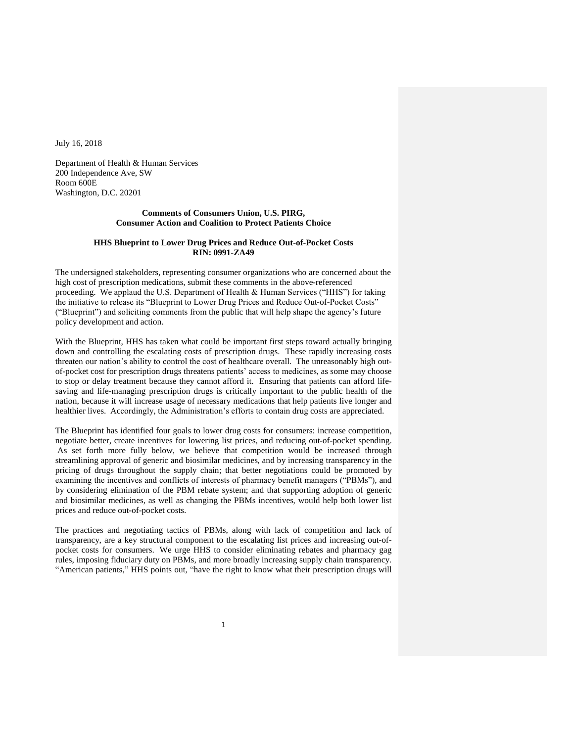July 16, 2018

Department of Health & Human Services
200 Independence Ave, SW
Room 600E
Washington, D.C. 20201

**Comments of Consumers Union, U.S. PIRG,**
**Consumer Action and Coalition to Protect Patients Choice**

**HHS Blueprint to Lower Drug Prices and Reduce Out-of-Pocket Costs**
**RIN: 0991-ZA49**

The undersigned stakeholders, representing consumer organizations who are concerned about the high cost of prescription medications, submit these comments in the above-referenced proceeding. We applaud the U.S. Department of Health & Human Services ("HHS") for taking the initiative to release its "Blueprint to Lower Drug Prices and Reduce Out-of-Pocket Costs" ("Blueprint") and soliciting comments from the public that will help shape the agency's future policy development and action.

With the Blueprint, HHS has taken what could be important first steps toward actually bringing down and controlling the escalating costs of prescription drugs. These rapidly increasing costs threaten our nation's ability to control the cost of healthcare overall. The unreasonably high out-of-pocket cost for prescription drugs threatens patients' access to medicines, as some may choose to stop or delay treatment because they cannot afford it. Ensuring that patients can afford life-saving and life-managing prescription drugs is critically important to the public health of the nation, because it will increase usage of necessary medications that help patients live longer and healthier lives. Accordingly, the Administration's efforts to contain drug costs are appreciated.

The Blueprint has identified four goals to lower drug costs for consumers: increase competition, negotiate better, create incentives for lowering list prices, and reducing out-of-pocket spending. As set forth more fully below, we believe that competition would be increased through streamlining approval of generic and biosimilar medicines, and by increasing transparency in the pricing of drugs throughout the supply chain; that better negotiations could be promoted by examining the incentives and conflicts of interests of pharmacy benefit managers ("PBMs"), and by considering elimination of the PBM rebate system; and that supporting adoption of generic and biosimilar medicines, as well as changing the PBMs incentives, would help both lower list prices and reduce out-of-pocket costs.

The practices and negotiating tactics of PBMs, along with lack of competition and lack of transparency, are a key structural component to the escalating list prices and increasing out-of-pocket costs for consumers. We urge HHS to consider eliminating rebates and pharmacy gag rules, imposing fiduciary duty on PBMs, and more broadly increasing supply chain transparency. "American patients," HHS points out, "have the right to know what their prescription drugs will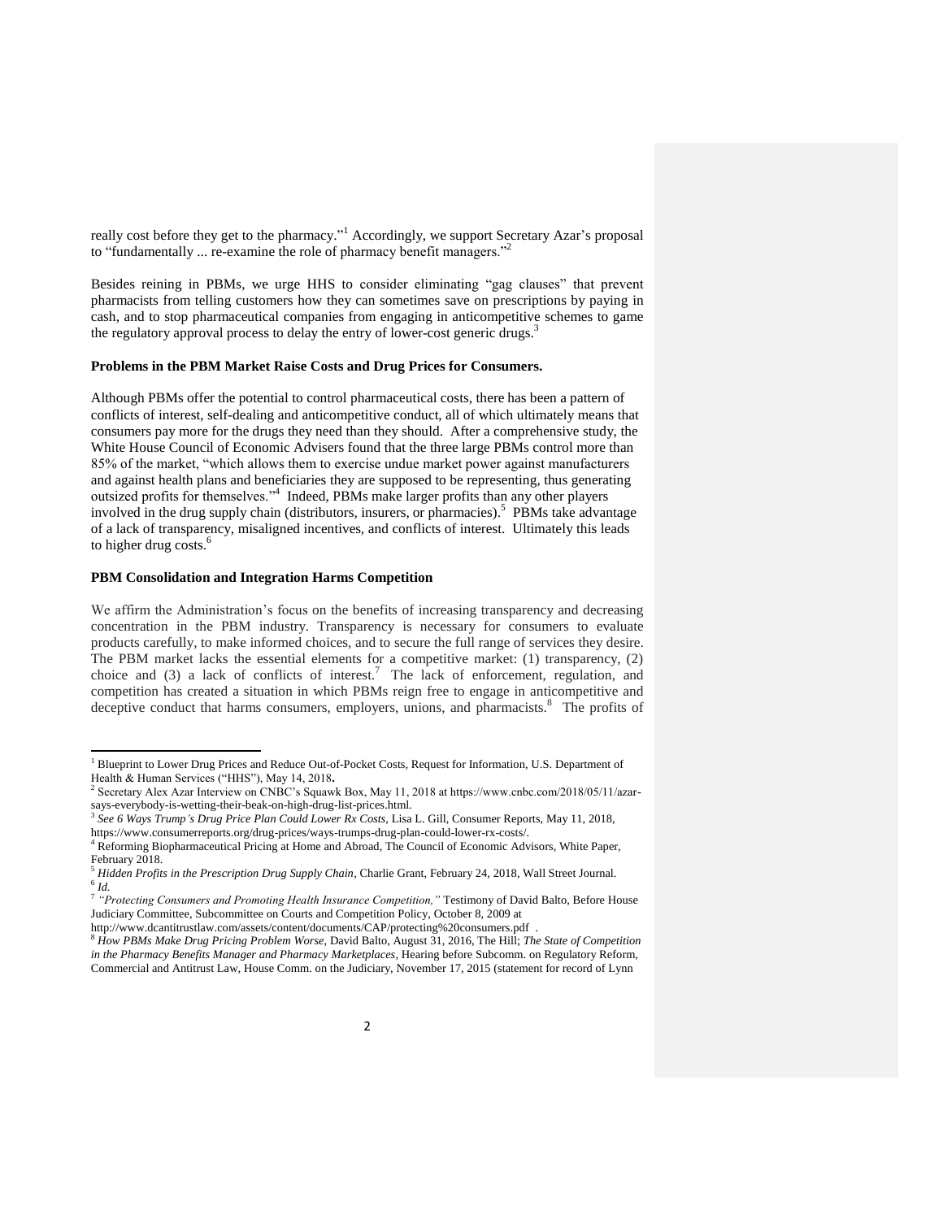really cost before they get to the pharmacy."[1] Accordingly, we support Secretary Azar's proposal to "fundamentally ... re-examine the role of pharmacy benefit managers."[2]

Besides reining in PBMs, we urge HHS to consider eliminating "gag clauses" that prevent pharmacists from telling customers how they can sometimes save on prescriptions by paying in cash, and to stop pharmaceutical companies from engaging in anticompetitive schemes to game the regulatory approval process to delay the entry of lower-cost generic drugs.[3]

**Problems in the PBM Market Raise Costs and Drug Prices for Consumers.**

Although PBMs offer the potential to control pharmaceutical costs, there has been a pattern of conflicts of interest, self-dealing and anticompetitive conduct, all of which ultimately means that consumers pay more for the drugs they need than they should. After a comprehensive study, the White House Council of Economic Advisers found that the three large PBMs control more than 85% of the market, "which allows them to exercise undue market power against manufacturers and against health plans and beneficiaries they are supposed to be representing, thus generating outsized profits for themselves."[4] Indeed, PBMs make larger profits than any other players involved in the drug supply chain (distributors, insurers, or pharmacies).[5] PBMs take advantage of a lack of transparency, misaligned incentives, and conflicts of interest. Ultimately this leads to higher drug costs.[6]

**PBM Consolidation and Integration Harms Competition**

We affirm the Administration's focus on the benefits of increasing transparency and decreasing concentration in the PBM industry. Transparency is necessary for consumers to evaluate products carefully, to make informed choices, and to secure the full range of services they desire. The PBM market lacks the essential elements for a competitive market: (1) transparency, (2) choice and (3) a lack of conflicts of interest.[7] The lack of enforcement, regulation, and competition has created a situation in which PBMs reign free to engage in anticompetitive and deceptive conduct that harms consumers, employers, unions, and pharmacists.[8] The profits of

---

[1] Blueprint to Lower Drug Prices and Reduce Out-of-Pocket Costs, Request for Information, U.S. Department of Health & Human Services ("HHS"), May 14, 2018**.**

[2] Secretary Alex Azar Interview on CNBC's Squawk Box, May 11, 2018 at https://www.cnbc.com/2018/05/11/azar-says-everybody-is-wetting-their-beak-on-high-drug-list-prices.html.

[3] *See 6 Ways Trump's Drug Price Plan Could Lower Rx Costs*, Lisa L. Gill, Consumer Reports, May 11, 2018, https://www.consumerreports.org/drug-prices/ways-trumps-drug-plan-could-lower-rx-costs/.

[4] Reforming Biopharmaceutical Pricing at Home and Abroad, The Council of Economic Advisors, White Paper, February 2018.

[5] *Hidden Profits in the Prescription Drug Supply Chain*, Charlie Grant, February 24, 2018, Wall Street Journal.

[6] *Id.*

[7] *"Protecting Consumers and Promoting Health Insurance Competition,"* Testimony of David Balto, Before House Judiciary Committee, Subcommittee on Courts and Competition Policy, October 8, 2009 at http://www.dcantitrustlaw.com/assets/content/documents/CAP/protecting%20consumers.pdf .

[8] *How PBMs Make Drug Pricing Problem Worse*, David Balto, August 31, 2016, The Hill; *The State of Competition in the Pharmacy Benefits Manager and Pharmacy Marketplaces*, Hearing before Subcomm. on Regulatory Reform, Commercial and Antitrust Law, House Comm. on the Judiciary, November 17, 2015 (statement for record of Lynn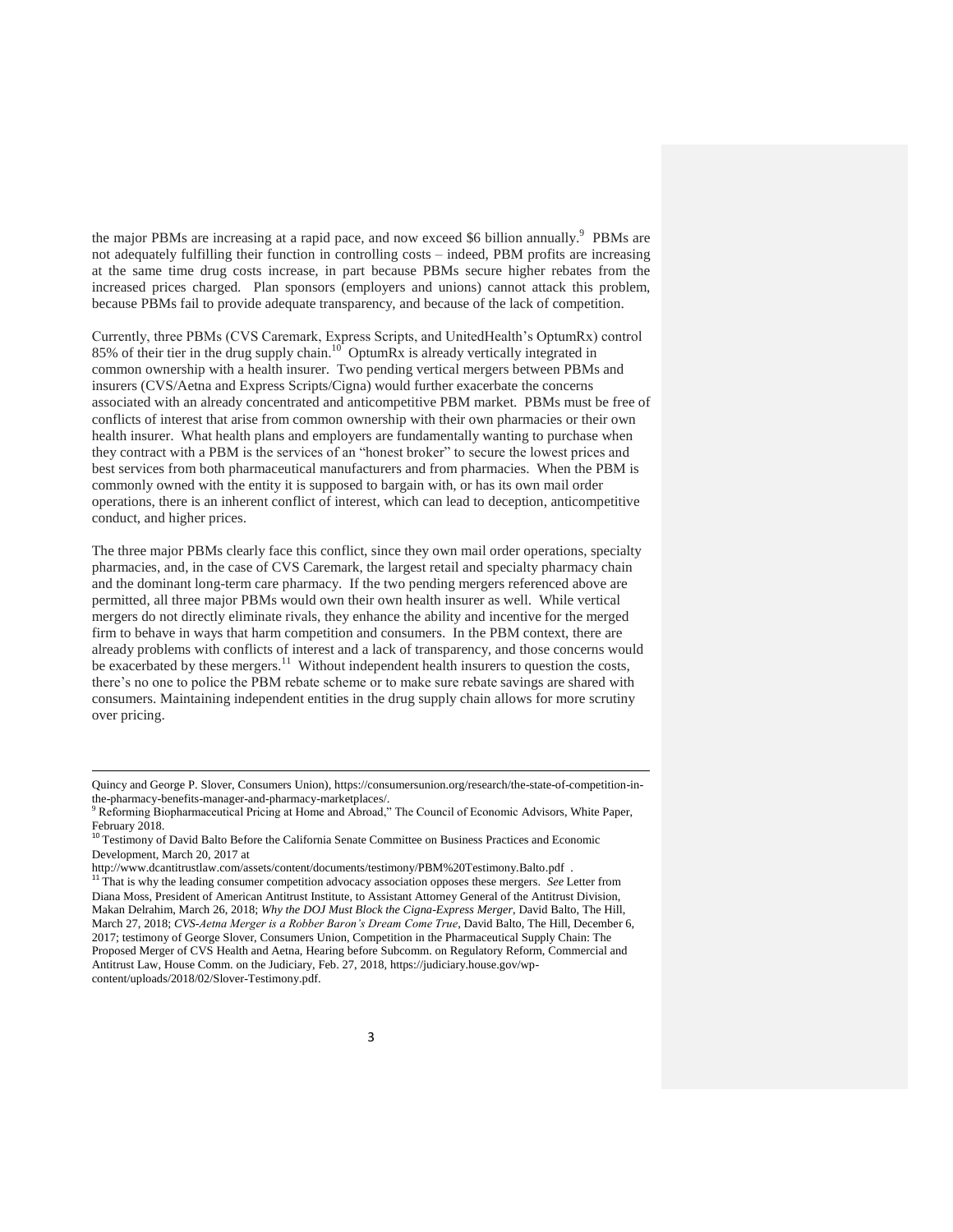the major PBMs are increasing at a rapid pace, and now exceed $6 billion annually.[9] PBMs are not adequately fulfilling their function in controlling costs – indeed, PBM profits are increasing at the same time drug costs increase, in part because PBMs secure higher rebates from the increased prices charged. Plan sponsors (employers and unions) cannot attack this problem, because PBMs fail to provide adequate transparency, and because of the lack of competition.

Currently, three PBMs (CVS Caremark, Express Scripts, and UnitedHealth's OptumRx) control 85% of their tier in the drug supply chain.[10] OptumRx is already vertically integrated in common ownership with a health insurer. Two pending vertical mergers between PBMs and insurers (CVS/Aetna and Express Scripts/Cigna) would further exacerbate the concerns associated with an already concentrated and anticompetitive PBM market. PBMs must be free of conflicts of interest that arise from common ownership with their own pharmacies or their own health insurer. What health plans and employers are fundamentally wanting to purchase when they contract with a PBM is the services of an "honest broker" to secure the lowest prices and best services from both pharmaceutical manufacturers and from pharmacies. When the PBM is commonly owned with the entity it is supposed to bargain with, or has its own mail order operations, there is an inherent conflict of interest, which can lead to deception, anticompetitive conduct, and higher prices.

The three major PBMs clearly face this conflict, since they own mail order operations, specialty pharmacies, and, in the case of CVS Caremark, the largest retail and specialty pharmacy chain and the dominant long-term care pharmacy. If the two pending mergers referenced above are permitted, all three major PBMs would own their own health insurer as well. While vertical mergers do not directly eliminate rivals, they enhance the ability and incentive for the merged firm to behave in ways that harm competition and consumers. In the PBM context, there are already problems with conflicts of interest and a lack of transparency, and those concerns would be exacerbated by these mergers.[11] Without independent health insurers to question the costs, there's no one to police the PBM rebate scheme or to make sure rebate savings are shared with consumers. Maintaining independent entities in the drug supply chain allows for more scrutiny over pricing.

---

Quincy and George P. Slover, Consumers Union), https://consumersunion.org/research/the-state-of-competition-in-the-pharmacy-benefits-manager-and-pharmacy-marketplaces/.

[9] Reforming Biopharmaceutical Pricing at Home and Abroad," The Council of Economic Advisors, White Paper, February 2018.

[10] Testimony of David Balto Before the California Senate Committee on Business Practices and Economic Development, March 20, 2017 at http://www.dcantitrustlaw.com/assets/content/documents/testimony/PBM%20Testimony.Balto.pdf .

[11] That is why the leading consumer competition advocacy association opposes these mergers. *See* Letter from Diana Moss, President of American Antitrust Institute, to Assistant Attorney General of the Antitrust Division, Makan Delrahim, March 26, 2018; *Why the DOJ Must Block the Cigna-Express Merger*, David Balto, The Hill, March 27, 2018; *CVS-Aetna Merger is a Robber Baron's Dream Come True*, David Balto, The Hill, December 6, 2017; testimony of George Slover, Consumers Union, Competition in the Pharmaceutical Supply Chain: The Proposed Merger of CVS Health and Aetna, Hearing before Subcomm. on Regulatory Reform, Commercial and Antitrust Law, House Comm. on the Judiciary, Feb. 27, 2018, https://judiciary.house.gov/wp-content/uploads/2018/02/Slover-Testimony.pdf.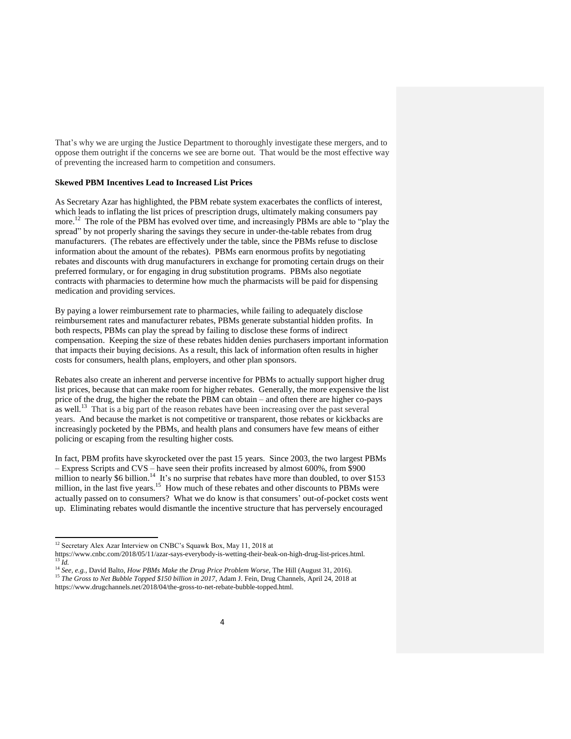That's why we are urging the Justice Department to thoroughly investigate these mergers, and to oppose them outright if the concerns we see are borne out. That would be the most effective way of preventing the increased harm to competition and consumers.

**Skewed PBM Incentives Lead to Increased List Prices**

As Secretary Azar has highlighted, the PBM rebate system exacerbates the conflicts of interest, which leads to inflating the list prices of prescription drugs, ultimately making consumers pay more.[12] The role of the PBM has evolved over time, and increasingly PBMs are able to "play the spread" by not properly sharing the savings they secure in under-the-table rebates from drug manufacturers. (The rebates are effectively under the table, since the PBMs refuse to disclose information about the amount of the rebates). PBMs earn enormous profits by negotiating rebates and discounts with drug manufacturers in exchange for promoting certain drugs on their preferred formulary, or for engaging in drug substitution programs. PBMs also negotiate contracts with pharmacies to determine how much the pharmacists will be paid for dispensing medication and providing services.

By paying a lower reimbursement rate to pharmacies, while failing to adequately disclose reimbursement rates and manufacturer rebates, PBMs generate substantial hidden profits. In both respects, PBMs can play the spread by failing to disclose these forms of indirect compensation. Keeping the size of these rebates hidden denies purchasers important information that impacts their buying decisions. As a result, this lack of information often results in higher costs for consumers, health plans, employers, and other plan sponsors.

Rebates also create an inherent and perverse incentive for PBMs to actually support higher drug list prices, because that can make room for higher rebates. Generally, the more expensive the list price of the drug, the higher the rebate the PBM can obtain – and often there are higher co-pays as well.[13] That is a big part of the reason rebates have been increasing over the past several years. And because the market is not competitive or transparent, those rebates or kickbacks are increasingly pocketed by the PBMs, and health plans and consumers have few means of either policing or escaping from the resulting higher costs.

In fact, PBM profits have skyrocketed over the past 15 years. Since 2003, the two largest PBMs – Express Scripts and CVS – have seen their profits increased by almost 600%, from $900 million to nearly $6 billion.[14] It's no surprise that rebates have more than doubled, to over $153 million, in the last five years.[15] How much of these rebates and other discounts to PBMs were actually passed on to consumers? What we do know is that consumers' out-of-pocket costs went up. Eliminating rebates would dismantle the incentive structure that has perversely encouraged

---

[12] Secretary Alex Azar Interview on CNBC's Squawk Box, May 11, 2018 at https://www.cnbc.com/2018/05/11/azar-says-everybody-is-wetting-their-beak-on-high-drug-list-prices.html.

[13] *Id.*

[14] *See, e.g.*, David Balto, *How PBMs Make the Drug Price Problem Worse*, The Hill (August 31, 2016).

[15] *The Gross to Net Bubble Topped $150 billion in 2017*, Adam J. Fein, Drug Channels, April 24, 2018 at https://www.drugchannels.net/2018/04/the-gross-to-net-rebate-bubble-topped.html.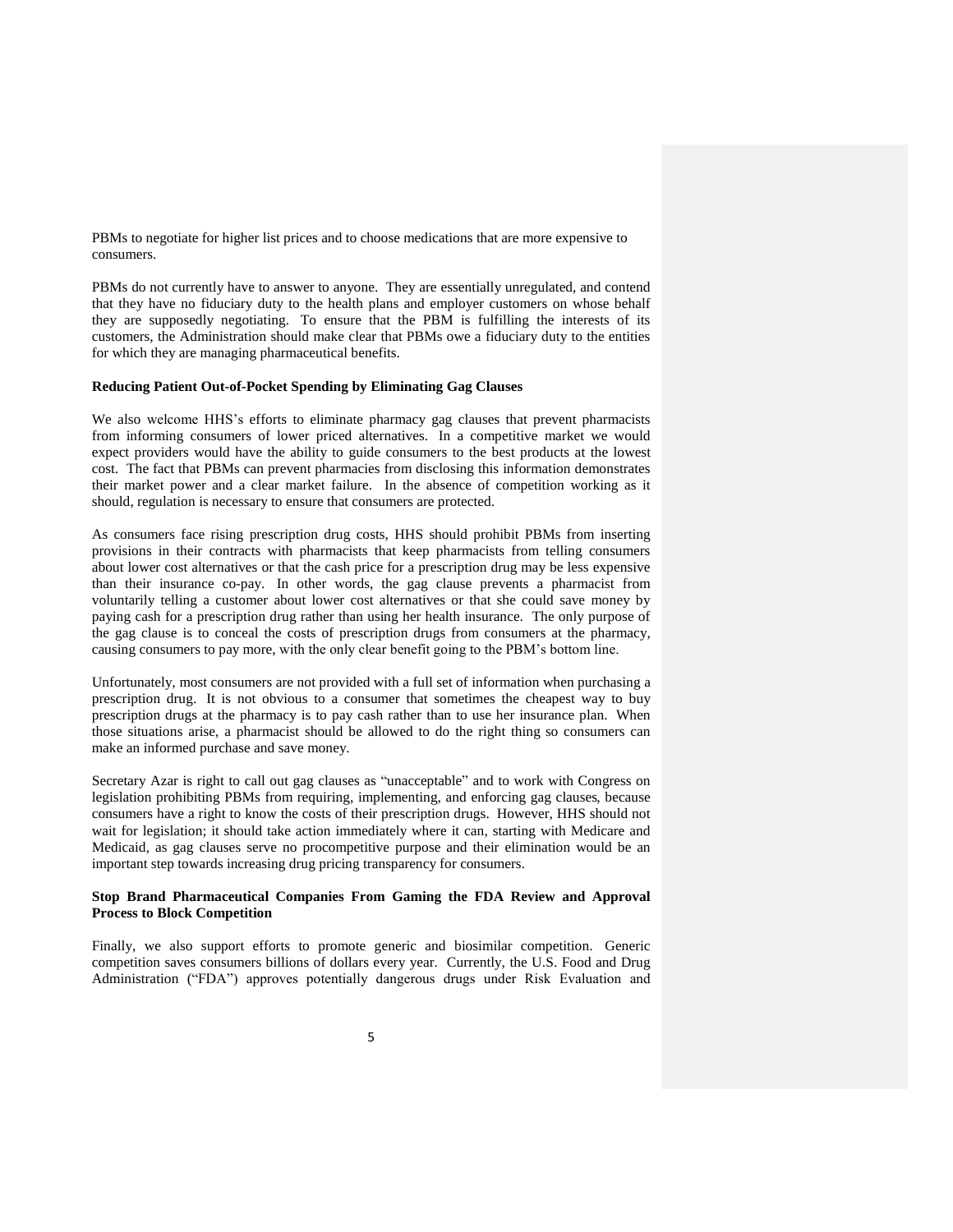PBMs to negotiate for higher list prices and to choose medications that are more expensive to consumers.

PBMs do not currently have to answer to anyone. They are essentially unregulated, and contend that they have no fiduciary duty to the health plans and employer customers on whose behalf they are supposedly negotiating. To ensure that the PBM is fulfilling the interests of its customers, the Administration should make clear that PBMs owe a fiduciary duty to the entities for which they are managing pharmaceutical benefits.

**Reducing Patient Out-of-Pocket Spending by Eliminating Gag Clauses**

We also welcome HHS's efforts to eliminate pharmacy gag clauses that prevent pharmacists from informing consumers of lower priced alternatives. In a competitive market we would expect providers would have the ability to guide consumers to the best products at the lowest cost. The fact that PBMs can prevent pharmacies from disclosing this information demonstrates their market power and a clear market failure. In the absence of competition working as it should, regulation is necessary to ensure that consumers are protected.

As consumers face rising prescription drug costs, HHS should prohibit PBMs from inserting provisions in their contracts with pharmacists that keep pharmacists from telling consumers about lower cost alternatives or that the cash price for a prescription drug may be less expensive than their insurance co-pay. In other words, the gag clause prevents a pharmacist from voluntarily telling a customer about lower cost alternatives or that she could save money by paying cash for a prescription drug rather than using her health insurance. The only purpose of the gag clause is to conceal the costs of prescription drugs from consumers at the pharmacy, causing consumers to pay more, with the only clear benefit going to the PBM's bottom line.

Unfortunately, most consumers are not provided with a full set of information when purchasing a prescription drug. It is not obvious to a consumer that sometimes the cheapest way to buy prescription drugs at the pharmacy is to pay cash rather than to use her insurance plan. When those situations arise, a pharmacist should be allowed to do the right thing so consumers can make an informed purchase and save money.

Secretary Azar is right to call out gag clauses as "unacceptable" and to work with Congress on legislation prohibiting PBMs from requiring, implementing, and enforcing gag clauses, because consumers have a right to know the costs of their prescription drugs. However, HHS should not wait for legislation; it should take action immediately where it can, starting with Medicare and Medicaid, as gag clauses serve no procompetitive purpose and their elimination would be an important step towards increasing drug pricing transparency for consumers.

**Stop Brand Pharmaceutical Companies From Gaming the FDA Review and Approval Process to Block Competition**

Finally, we also support efforts to promote generic and biosimilar competition. Generic competition saves consumers billions of dollars every year. Currently, the U.S. Food and Drug Administration ("FDA") approves potentially dangerous drugs under Risk Evaluation and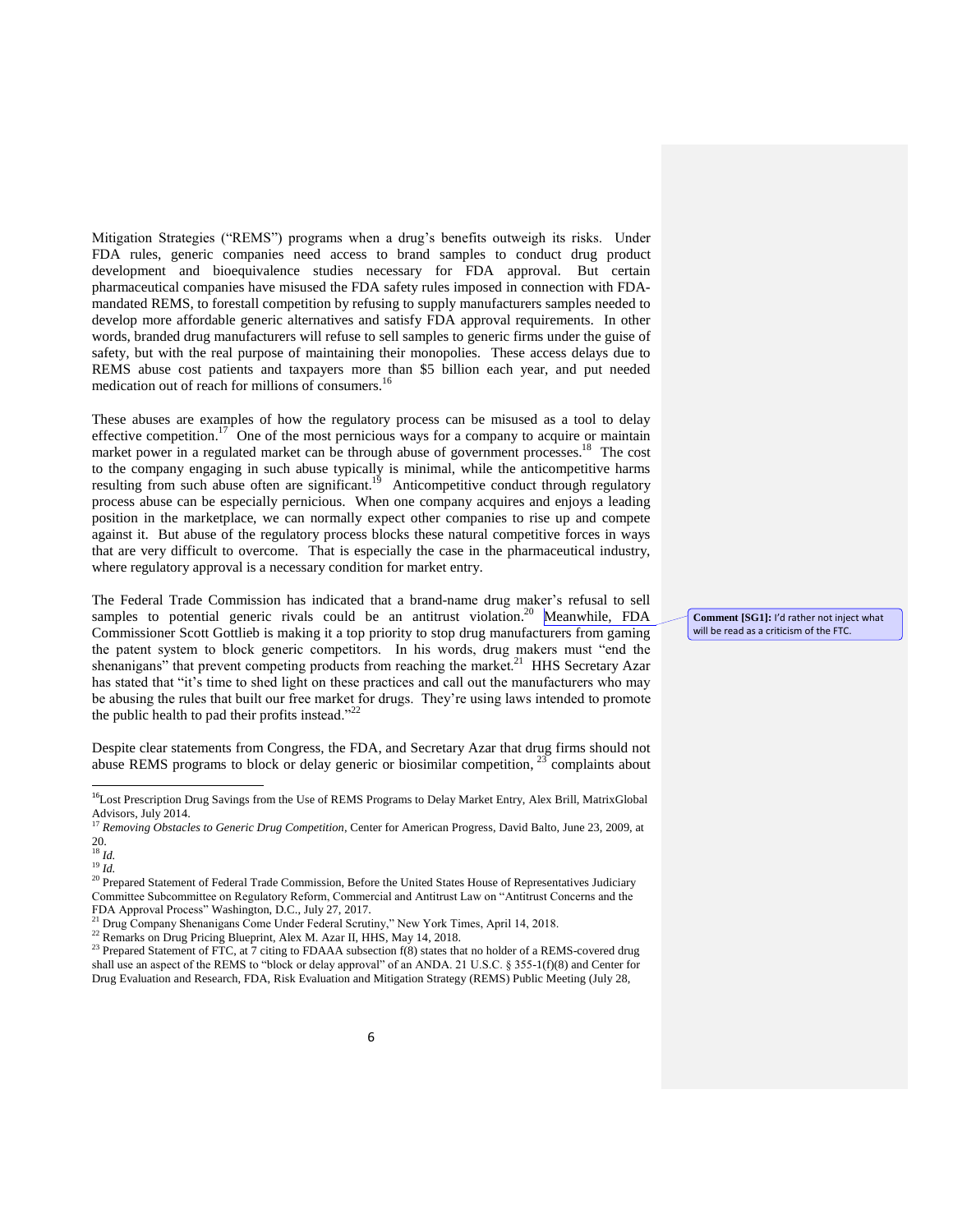Mitigation Strategies ("REMS") programs when a drug's benefits outweigh its risks. Under FDA rules, generic companies need access to brand samples to conduct drug product development and bioequivalence studies necessary for FDA approval. But certain pharmaceutical companies have misused the FDA safety rules imposed in connection with FDA-mandated REMS, to forestall competition by refusing to supply manufacturers samples needed to develop more affordable generic alternatives and satisfy FDA approval requirements. In other words, branded drug manufacturers will refuse to sell samples to generic firms under the guise of safety, but with the real purpose of maintaining their monopolies. These access delays due to REMS abuse cost patients and taxpayers more than $5 billion each year, and put needed medication out of reach for millions of consumers.[16]

These abuses are examples of how the regulatory process can be misused as a tool to delay effective competition.[17] One of the most pernicious ways for a company to acquire or maintain market power in a regulated market can be through abuse of government processes.[18] The cost to the company engaging in such abuse typically is minimal, while the anticompetitive harms resulting from such abuse often are significant.[19] Anticompetitive conduct through regulatory process abuse can be especially pernicious. When one company acquires and enjoys a leading position in the marketplace, we can normally expect other companies to rise up and compete against it. But abuse of the regulatory process blocks these natural competitive forces in ways that are very difficult to overcome. That is especially the case in the pharmaceutical industry, where regulatory approval is a necessary condition for market entry.

The Federal Trade Commission has indicated that a brand-name drug maker's refusal to sell samples to potential generic rivals could be an antitrust violation.[20] Meanwhile, FDA Commissioner Scott Gottlieb is making it a top priority to stop drug manufacturers from gaming the patent system to block generic competitors. In his words, drug makers must "end the shenanigans" that prevent competing products from reaching the market.[21] HHS Secretary Azar has stated that "it's time to shed light on these practices and call out the manufacturers who may be abusing the rules that built our free market for drugs. They're using laws intended to promote the public health to pad their profits instead."[22]

**Comment [SG1]:** I'd rather not inject what will be read as a criticism of the FTC.

Despite clear statements from Congress, the FDA, and Secretary Azar that drug firms should not abuse REMS programs to block or delay generic or biosimilar competition, [23] complaints about

---

[16] Lost Prescription Drug Savings from the Use of REMS Programs to Delay Market Entry, Alex Brill, MatrixGlobal Advisors, July 2014.

[17] *Removing Obstacles to Generic Drug Competition*, Center for American Progress, David Balto, June 23, 2009, at 20.

[18] *Id.*

[19] *Id.*

[20] Prepared Statement of Federal Trade Commission, Before the United States House of Representatives Judiciary Committee Subcommittee on Regulatory Reform, Commercial and Antitrust Law on "Antitrust Concerns and the FDA Approval Process" Washington, D.C., July 27, 2017.

[21] Drug Company Shenanigans Come Under Federal Scrutiny," New York Times, April 14, 2018.

[22] Remarks on Drug Pricing Blueprint, Alex M. Azar II, HHS, May 14, 2018.

[23] Prepared Statement of FTC, at 7 citing to FDAAA subsection f(8) states that no holder of a REMS-covered drug shall use an aspect of the REMS to "block or delay approval" of an ANDA. 21 U.S.C. § 355-1(f)(8) and Center for Drug Evaluation and Research, FDA, Risk Evaluation and Mitigation Strategy (REMS) Public Meeting (July 28,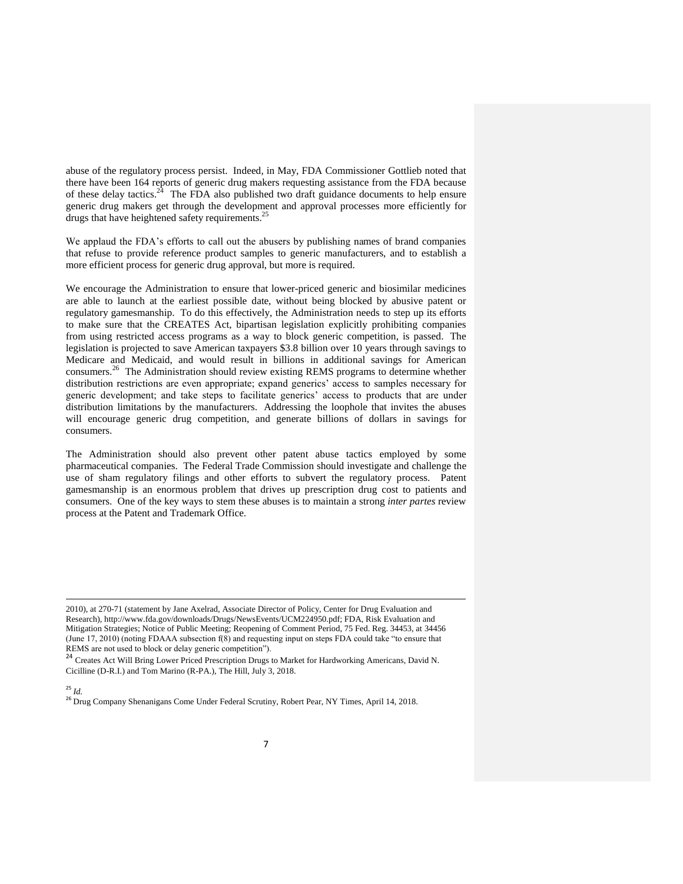abuse of the regulatory process persist. Indeed, in May, FDA Commissioner Gottlieb noted that there have been 164 reports of generic drug makers requesting assistance from the FDA because of these delay tactics.[24] The FDA also published two draft guidance documents to help ensure generic drug makers get through the development and approval processes more efficiently for drugs that have heightened safety requirements.[25]

We applaud the FDA's efforts to call out the abusers by publishing names of brand companies that refuse to provide reference product samples to generic manufacturers, and to establish a more efficient process for generic drug approval, but more is required.

We encourage the Administration to ensure that lower-priced generic and biosimilar medicines are able to launch at the earliest possible date, without being blocked by abusive patent or regulatory gamesmanship. To do this effectively, the Administration needs to step up its efforts to make sure that the CREATES Act, bipartisan legislation explicitly prohibiting companies from using restricted access programs as a way to block generic competition, is passed. The legislation is projected to save American taxpayers $3.8 billion over 10 years through savings to Medicare and Medicaid, and would result in billions in additional savings for American consumers.[26] The Administration should review existing REMS programs to determine whether distribution restrictions are even appropriate; expand generics' access to samples necessary for generic development; and take steps to facilitate generics' access to products that are under distribution limitations by the manufacturers. Addressing the loophole that invites the abuses will encourage generic drug competition, and generate billions of dollars in savings for consumers.

The Administration should also prevent other patent abuse tactics employed by some pharmaceutical companies. The Federal Trade Commission should investigate and challenge the use of sham regulatory filings and other efforts to subvert the regulatory process. Patent gamesmanship is an enormous problem that drives up prescription drug cost to patients and consumers. One of the key ways to stem these abuses is to maintain a strong *inter partes* review process at the Patent and Trademark Office.

---

2010), at 270-71 (statement by Jane Axelrad, Associate Director of Policy, Center for Drug Evaluation and Research), http://www.fda.gov/downloads/Drugs/NewsEvents/UCM224950.pdf; FDA, Risk Evaluation and Mitigation Strategies; Notice of Public Meeting; Reopening of Comment Period, 75 Fed. Reg. 34453, at 34456 (June 17, 2010) (noting FDAAA subsection f(8) and requesting input on steps FDA could take "to ensure that REMS are not used to block or delay generic competition").

[24] Creates Act Will Bring Lower Priced Prescription Drugs to Market for Hardworking Americans, David N. Cicilline (D-R.I.) and Tom Marino (R-PA.), The Hill, July 3, 2018.

[25] *Id.*

[26] Drug Company Shenanigans Come Under Federal Scrutiny, Robert Pear, NY Times, April 14, 2018.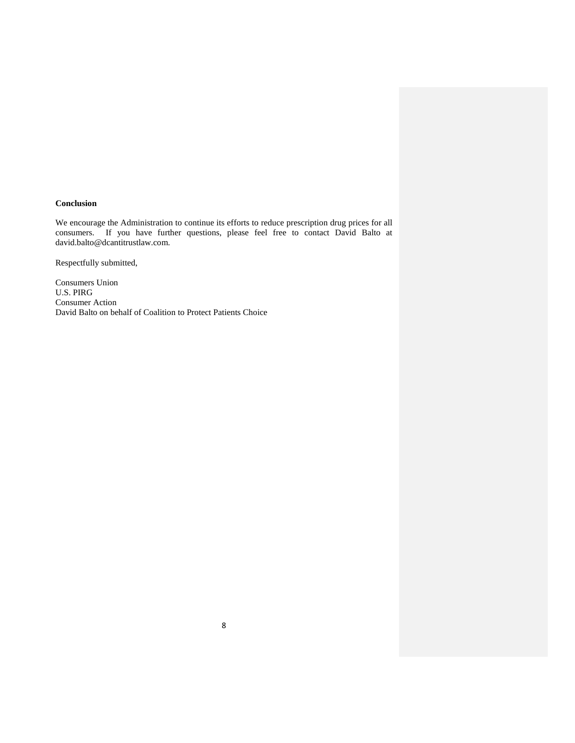**Conclusion**

We encourage the Administration to continue its efforts to reduce prescription drug prices for all consumers. If you have further questions, please feel free to contact David Balto at david.balto@dcantitrustlaw.com.

Respectfully submitted,

Consumers Union
U.S. PIRG
Consumer Action
David Balto on behalf of Coalition to Protect Patients Choice